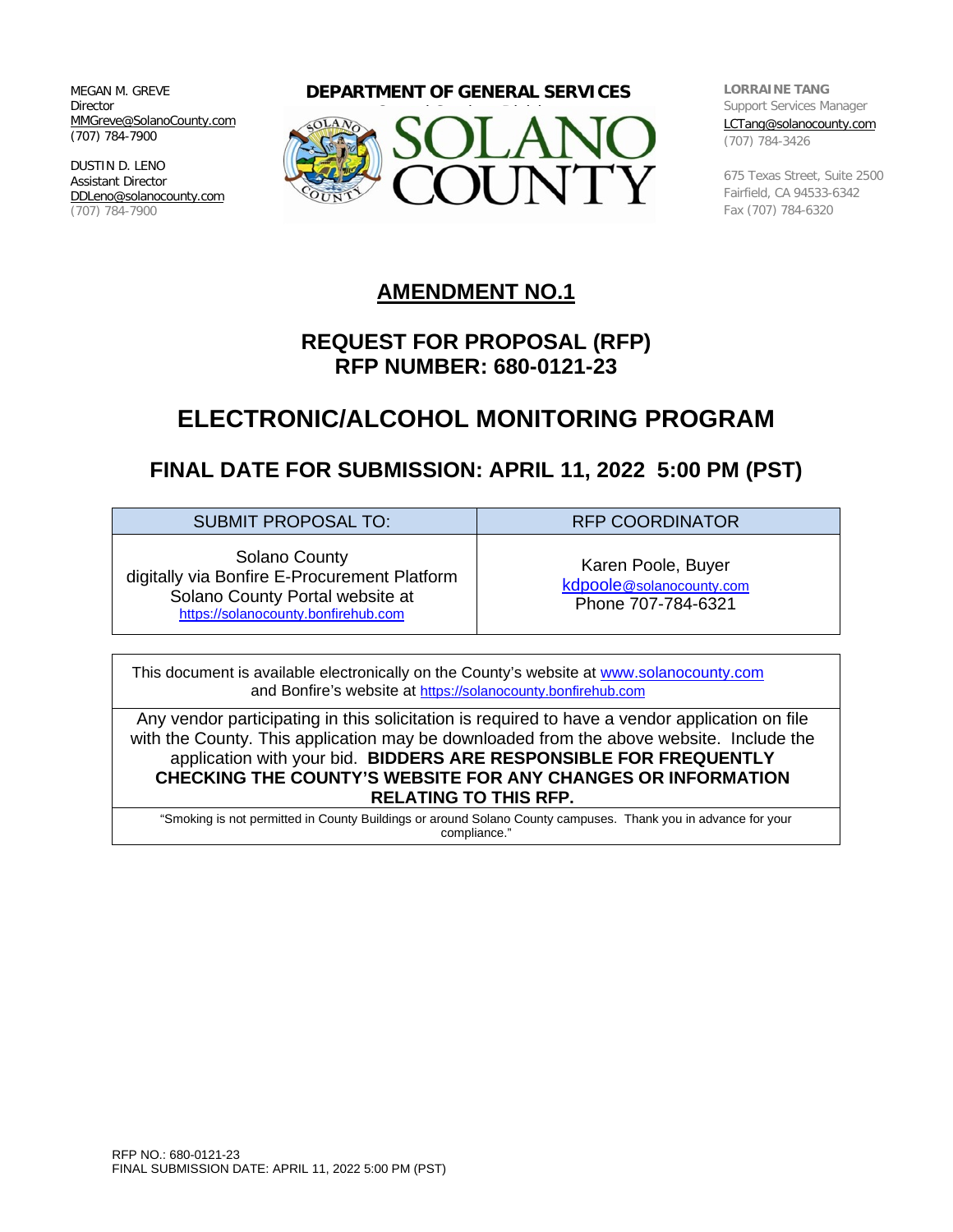MEGAN M. GREVE
Director
MMGreve@SolanoCounty.com
(707) 784-7900

DUSTIN D. LENO
Assistant Director
DDLeno@solanocounty.com
(707) 784-7900

**DEPARTMENT OF GENERAL SERVICES**

SOLANO COUNTY

**LORRAINE TANG**
Support Services Manager
LCTang@solanocounty.com
(707) 784-3426

675 Texas Street, Suite 2500
Fairfield, CA 94533-6342
Fax (707) 784-6320

# AMENDMENT NO.1

## REQUEST FOR PROPOSAL (RFP)
## RFP NUMBER: 680-0121-23

# ELECTRONIC/ALCOHOL MONITORING PROGRAM

## FINAL DATE FOR SUBMISSION: APRIL 11, 2022 5:00 PM (PST)

| SUBMIT PROPOSAL TO: | RFP COORDINATOR |
|---|---|
| Solano County digitally via Bonfire E-Procurement Platform Solano County Portal website at https://solanocounty.bonfirehub.com | Karen Poole, Buyer kdpoole@solanocounty.com Phone 707-784-6321 |

This document is available electronically on the County's website at www.solanocounty.com and Bonfire's website at https://solanocounty.bonfirehub.com

Any vendor participating in this solicitation is required to have a vendor application on file with the County. This application may be downloaded from the above website. Include the application with your bid. **BIDDERS ARE RESPONSIBLE FOR FREQUENTLY CHECKING THE COUNTY'S WEBSITE FOR ANY CHANGES OR INFORMATION RELATING TO THIS RFP.**

"Smoking is not permitted in County Buildings or around Solano County campuses. Thank you in advance for your compliance."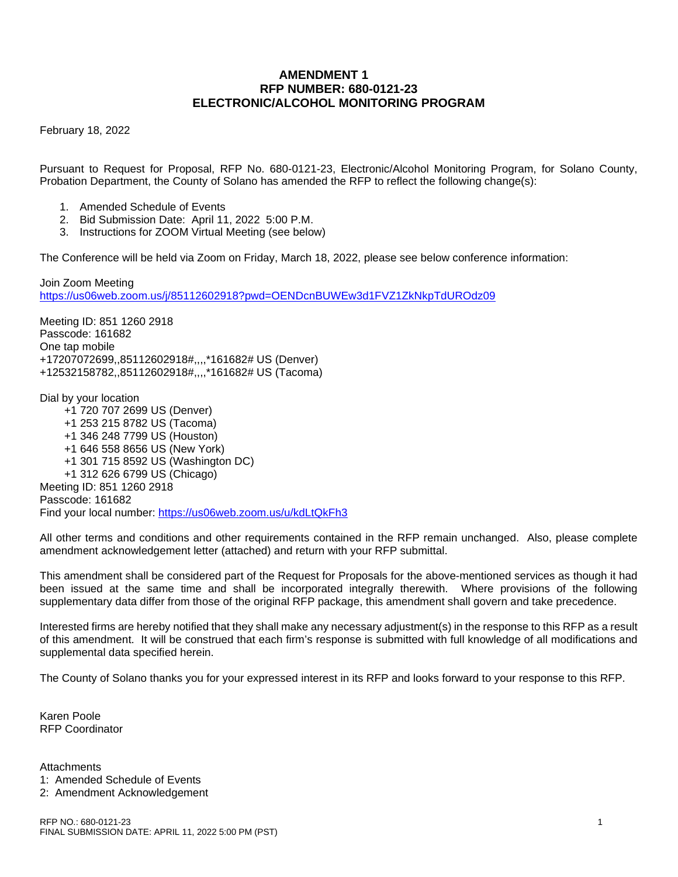# AMENDMENT 1
# RFP NUMBER: 680-0121-23
# ELECTRONIC/ALCOHOL MONITORING PROGRAM

February 18, 2022

Pursuant to Request for Proposal, RFP No. 680-0121-23, Electronic/Alcohol Monitoring Program, for Solano County, Probation Department, the County of Solano has amended the RFP to reflect the following change(s):

1. Amended Schedule of Events
2. Bid Submission Date: April 11, 2022 5:00 P.M.
3. Instructions for ZOOM Virtual Meeting (see below)

The Conference will be held via Zoom on Friday, March 18, 2022, please see below conference information:

Join Zoom Meeting
https://us06web.zoom.us/j/85112602918?pwd=OENDcnBUWEw3d1FVZ1ZkNkpTdUROdz09

Meeting ID: 851 1260 2918
Passcode: 161682
One tap mobile
+17207072699,,85112602918#,,,,*161682# US (Denver)
+12532158782,,85112602918#,,,,*161682# US (Tacoma)

Dial by your location
- +1 720 707 2699 US (Denver)
- +1 253 215 8782 US (Tacoma)
- +1 346 248 7799 US (Houston)
- +1 646 558 8656 US (New York)
- +1 301 715 8592 US (Washington DC)
- +1 312 626 6799 US (Chicago)

Meeting ID: 851 1260 2918
Passcode: 161682
Find your local number: https://us06web.zoom.us/u/kdLtQkFh3

All other terms and conditions and other requirements contained in the RFP remain unchanged. Also, please complete amendment acknowledgement letter (attached) and return with your RFP submittal.

This amendment shall be considered part of the Request for Proposals for the above-mentioned services as though it had been issued at the same time and shall be incorporated integrally therewith. Where provisions of the following supplementary data differ from those of the original RFP package, this amendment shall govern and take precedence.

Interested firms are hereby notified that they shall make any necessary adjustment(s) in the response to this RFP as a result of this amendment. It will be construed that each firm's response is submitted with full knowledge of all modifications and supplemental data specified herein.

The County of Solano thanks you for your expressed interest in its RFP and looks forward to your response to this RFP.

Karen Poole
RFP Coordinator

Attachments
1: Amended Schedule of Events
2: Amendment Acknowledgement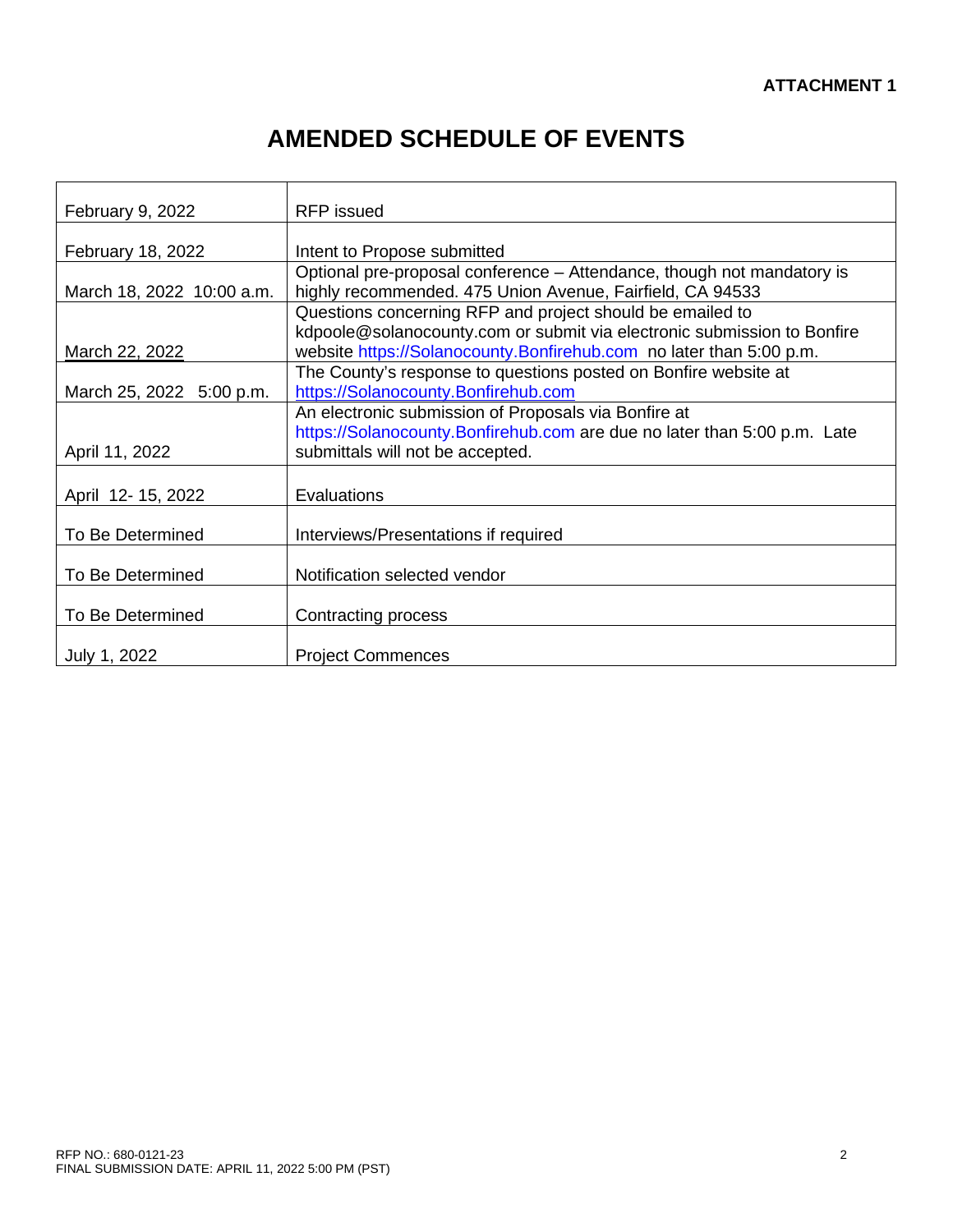**ATTACHMENT 1**

# AMENDED SCHEDULE OF EVENTS

| | |
|---|---|
| February 9, 2022 | RFP issued |
| February 18, 2022 | Intent to Propose submitted |
| March 18, 2022 10:00 a.m. | Optional pre-proposal conference – Attendance, though not mandatory is highly recommended. 475 Union Avenue, Fairfield, CA 94533 |
| March 22, 2022 | Questions concerning RFP and project should be emailed to kdpoole@solanocounty.com or submit via electronic submission to Bonfire website https://Solanocounty.Bonfirehub.com no later than 5:00 p.m. |
| March 25, 2022 5:00 p.m. | The County's response to questions posted on Bonfire website at https://Solanocounty.Bonfirehub.com |
| April 11, 2022 | An electronic submission of Proposals via Bonfire at https://Solanocounty.Bonfirehub.com are due no later than 5:00 p.m. Late submittals will not be accepted. |
| April 12- 15, 2022 | Evaluations |
| To Be Determined | Interviews/Presentations if required |
| To Be Determined | Notification selected vendor |
| To Be Determined | Contracting process |
| July 1, 2022 | Project Commences |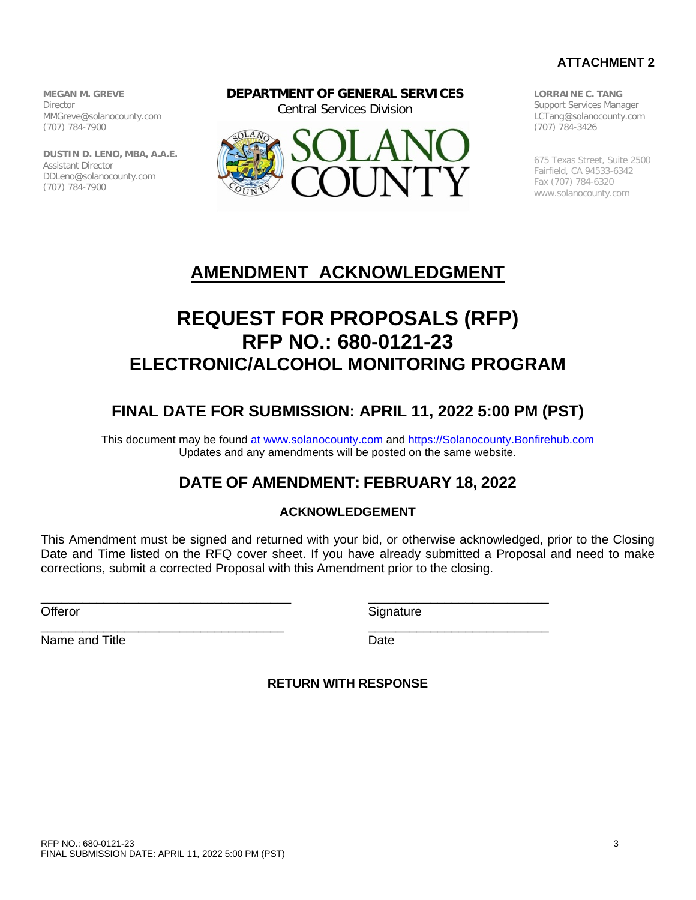**ATTACHMENT 2**

**MEGAN M. GREVE**
Director
MMGreve@solanocounty.com
(707) 784-7900

**DUSTIN D. LENO, MBA, A.A.E.**
Assistant Director
DDLeno@solanocounty.com
(707) 784-7900

**DEPARTMENT OF GENERAL SERVICES**
Central Services Division

SOLANO COUNTY

**LORRAINE C. TANG**
Support Services Manager
LCTang@solanocounty.com
(707) 784-3426

675 Texas Street, Suite 2500
Fairfield, CA 94533-6342
Fax (707) 784-6320
www.solanocounty.com

# AMENDMENT ACKNOWLEDGMENT

# REQUEST FOR PROPOSALS (RFP)
# RFP NO.: 680-0121-23
# ELECTRONIC/ALCOHOL MONITORING PROGRAM

## FINAL DATE FOR SUBMISSION: APRIL 11, 2022 5:00 PM (PST)

This document may be found at www.solanocounty.com and https://Solanocounty.Bonfirehub.com
Updates and any amendments will be posted on the same website.

## DATE OF AMENDMENT: FEBRUARY 18, 2022

### ACKNOWLEDGEMENT

This Amendment must be signed and returned with your bid, or otherwise acknowledged, prior to the Closing Date and Time listed on the RFQ cover sheet. If you have already submitted a Proposal and need to make corrections, submit a corrected Proposal with this Amendment prior to the closing.

| | |
|---|---|
| ____________________________________ | __________________________ |
| Offeror | Signature |
| ____________________________________ | __________________________ |
| Name and Title | Date |

**RETURN WITH RESPONSE**